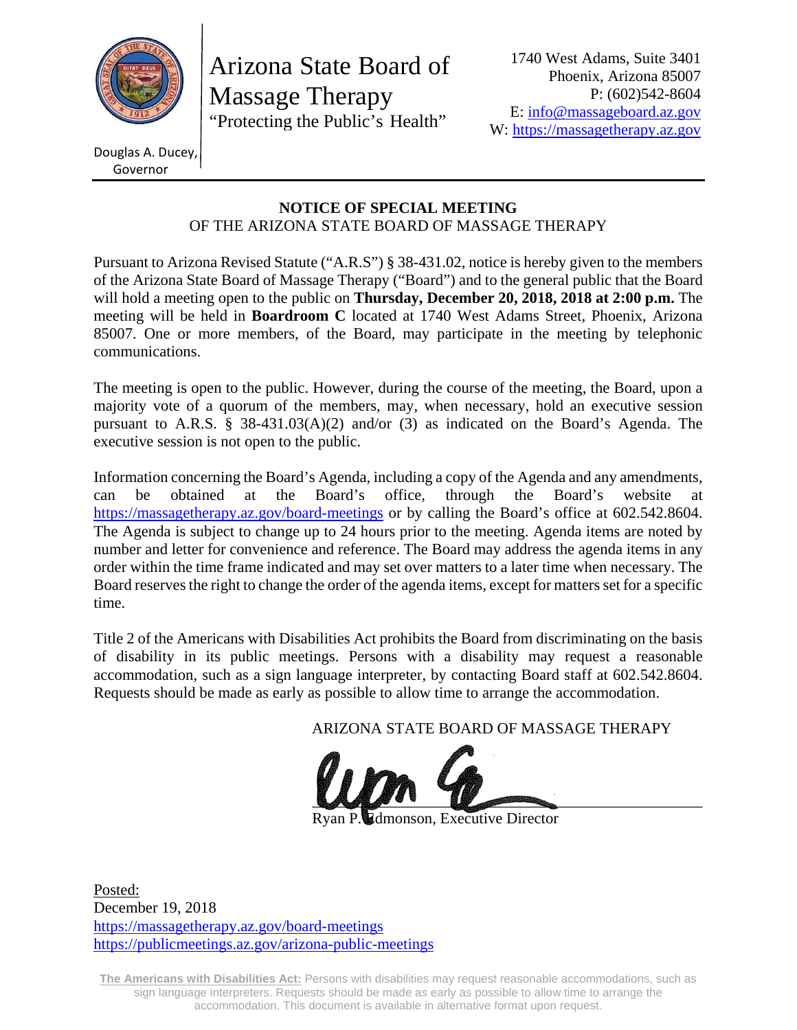Arizona State Board of Massage Therapy
"Protecting the Public's Health"

Douglas A. Ducey, Governor

1740 West Adams, Suite 3401
Phoenix, Arizona 85007
P: (602)542-8604
E: info@massageboard.az.gov
W: https://massagetherapy.az.gov

**NOTICE OF SPECIAL MEETING**
OF THE ARIZONA STATE BOARD OF MASSAGE THERAPY

Pursuant to Arizona Revised Statute ("A.R.S") § 38-431.02, notice is hereby given to the members of the Arizona State Board of Massage Therapy ("Board") and to the general public that the Board will hold a meeting open to the public on **Thursday, December 20, 2018, 2018 at 2:00 p.m.** The meeting will be held in **Boardroom C** located at 1740 West Adams Street, Phoenix, Arizona 85007. One or more members, of the Board, may participate in the meeting by telephonic communications.

The meeting is open to the public. However, during the course of the meeting, the Board, upon a majority vote of a quorum of the members, may, when necessary, hold an executive session pursuant to A.R.S. § 38-431.03(A)(2) and/or (3) as indicated on the Board's Agenda. The executive session is not open to the public.

Information concerning the Board's Agenda, including a copy of the Agenda and any amendments, can be obtained at the Board's office, through the Board's website at https://massagetherapy.az.gov/board-meetings or by calling the Board's office at 602.542.8604. The Agenda is subject to change up to 24 hours prior to the meeting. Agenda items are noted by number and letter for convenience and reference. The Board may address the agenda items in any order within the time frame indicated and may set over matters to a later time when necessary. The Board reserves the right to change the order of the agenda items, except for matters set for a specific time.

Title 2 of the Americans with Disabilities Act prohibits the Board from discriminating on the basis of disability in its public meetings. Persons with a disability may request a reasonable accommodation, such as a sign language interpreter, by contacting Board staff at 602.542.8604. Requests should be made as early as possible to allow time to arrange the accommodation.

ARIZONA STATE BOARD OF MASSAGE THERAPY

Ryan P. Edmonson, Executive Director

Posted:
December 19, 2018
https://massagetherapy.az.gov/board-meetings
https://publicmeetings.az.gov/arizona-public-meetings

**The Americans with Disabilities Act:** Persons with disabilities may request reasonable accommodations, such as sign language interpreters. Requests should be made as early as possible to allow time to arrange the accommodation. This document is available in alternative format upon request.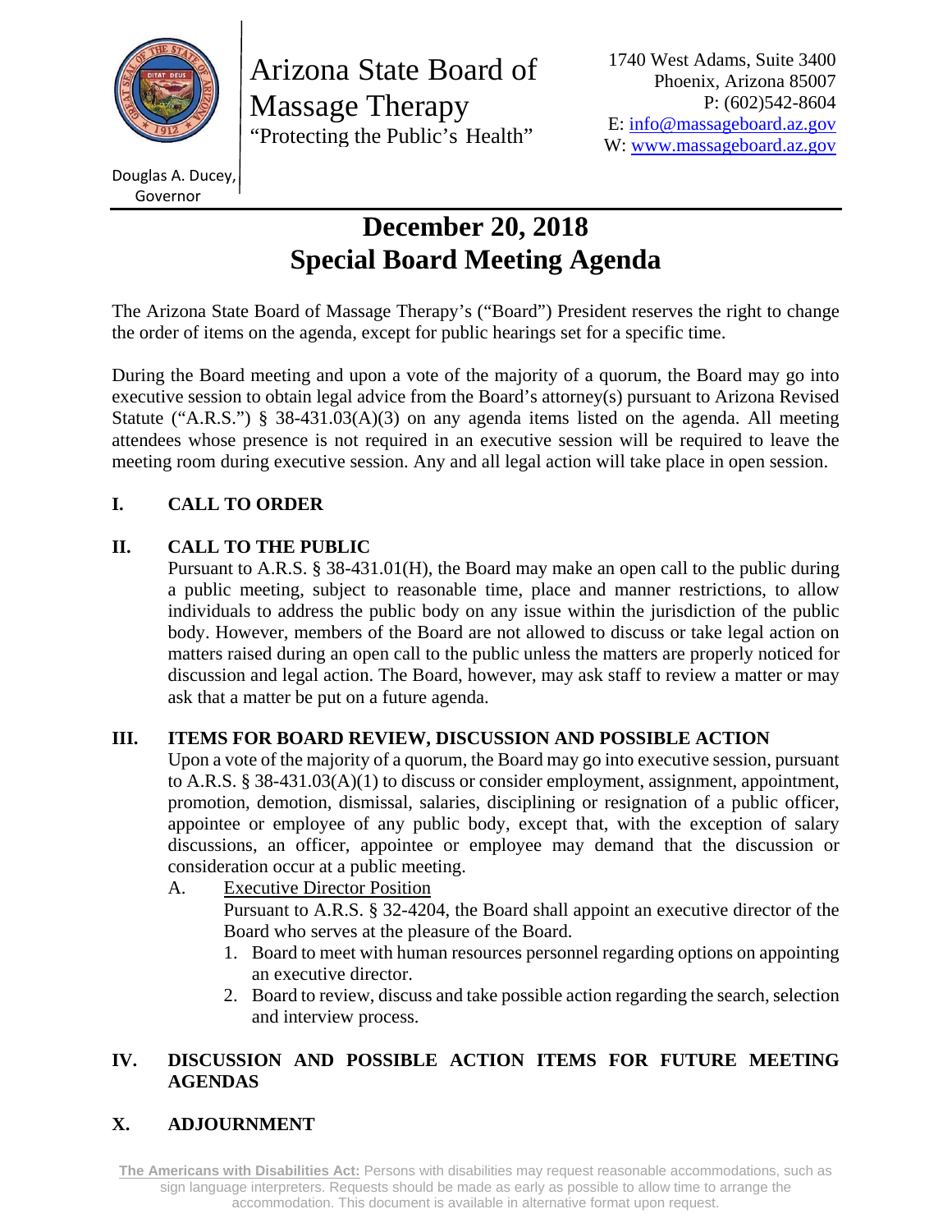Arizona State Board of Massage Therapy
"Protecting the Public's Health"

1740 West Adams, Suite 3400
Phoenix, Arizona 85007
P: (602)542-8604
E: info@massageboard.az.gov
W: www.massageboard.az.gov

Douglas A. Ducey,
Governor

# December 20, 2018
# Special Board Meeting Agenda

The Arizona State Board of Massage Therapy's ("Board") President reserves the right to change the order of items on the agenda, except for public hearings set for a specific time.

During the Board meeting and upon a vote of the majority of a quorum, the Board may go into executive session to obtain legal advice from the Board's attorney(s) pursuant to Arizona Revised Statute ("A.R.S.") § 38-431.03(A)(3) on any agenda items listed on the agenda. All meeting attendees whose presence is not required in an executive session will be required to leave the meeting room during executive session. Any and all legal action will take place in open session.

## I. CALL TO ORDER

## II. CALL TO THE PUBLIC

Pursuant to A.R.S. § 38-431.01(H), the Board may make an open call to the public during a public meeting, subject to reasonable time, place and manner restrictions, to allow individuals to address the public body on any issue within the jurisdiction of the public body. However, members of the Board are not allowed to discuss or take legal action on matters raised during an open call to the public unless the matters are properly noticed for discussion and legal action. The Board, however, may ask staff to review a matter or may ask that a matter be put on a future agenda.

## III. ITEMS FOR BOARD REVIEW, DISCUSSION AND POSSIBLE ACTION

Upon a vote of the majority of a quorum, the Board may go into executive session, pursuant to A.R.S. § 38-431.03(A)(1) to discuss or consider employment, assignment, appointment, promotion, demotion, dismissal, salaries, disciplining or resignation of a public officer, appointee or employee of any public body, except that, with the exception of salary discussions, an officer, appointee or employee may demand that the discussion or consideration occur at a public meeting.

A. Executive Director Position

Pursuant to A.R.S. § 32-4204, the Board shall appoint an executive director of the Board who serves at the pleasure of the Board.

1. Board to meet with human resources personnel regarding options on appointing an executive director.
2. Board to review, discuss and take possible action regarding the search, selection and interview process.

## IV. DISCUSSION AND POSSIBLE ACTION ITEMS FOR FUTURE MEETING AGENDAS

## X. ADJOURNMENT

**The Americans with Disabilities Act:** Persons with disabilities may request reasonable accommodations, such as sign language interpreters. Requests should be made as early as possible to allow time to arrange the accommodation. This document is available in alternative format upon request.